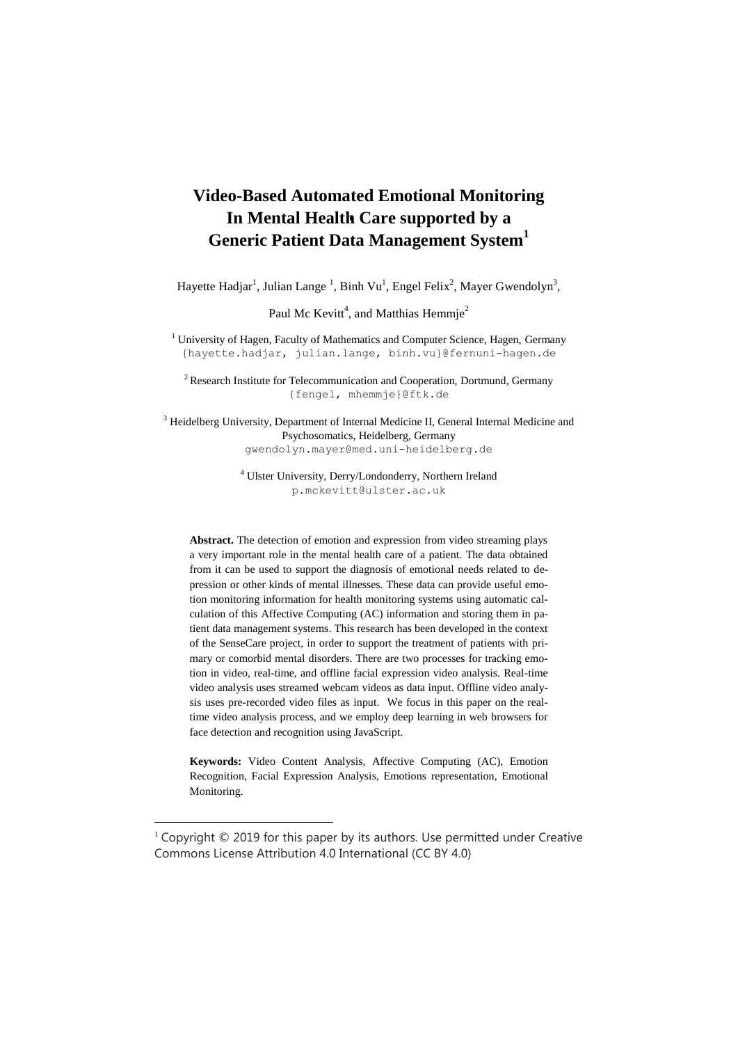# Video-Based Automated Emotional Monitoring In Mental Health Care supported by a Generic Patient Data Management System[1]

Hayette Hadjar[1], Julian Lange [1], Binh Vu[1], Engel Felix[2], Mayer Gwendolyn[3], Paul Mc Kevitt[4], and Matthias Hemmje[2]

[1] University of Hagen, Faculty of Mathematics and Computer Science, Hagen, Germany
{hayette.hadjar, julian.lange, binh.vu}@fernuni-hagen.de

[2] Research Institute for Telecommunication and Cooperation, Dortmund, Germany
{fengel, mhemmje}@ftk.de

[3] Heidelberg University, Department of Internal Medicine II, General Internal Medicine and Psychosomatics, Heidelberg, Germany
gwendolyn.mayer@med.uni-heidelberg.de

[4] Ulster University, Derry/Londonderry, Northern Ireland
p.mckevitt@ulster.ac.uk

**Abstract.** The detection of emotion and expression from video streaming plays a very important role in the mental health care of a patient. The data obtained from it can be used to support the diagnosis of emotional needs related to depression or other kinds of mental illnesses. These data can provide useful emotion monitoring information for health monitoring systems using automatic calculation of this Affective Computing (AC) information and storing them in patient data management systems. This research has been developed in the context of the SenseCare project, in order to support the treatment of patients with primary or comorbid mental disorders. There are two processes for tracking emotion in video, real-time, and offline facial expression video analysis. Real-time video analysis uses streamed webcam videos as data input. Offline video analysis uses pre-recorded video files as input. We focus in this paper on the real-time video analysis process, and we employ deep learning in web browsers for face detection and recognition using JavaScript.

**Keywords:** Video Content Analysis, Affective Computing (AC), Emotion Recognition, Facial Expression Analysis, Emotions representation, Emotional Monitoring.

[1] Copyright © 2019 for this paper by its authors. Use permitted under Creative Commons License Attribution 4.0 International (CC BY 4.0)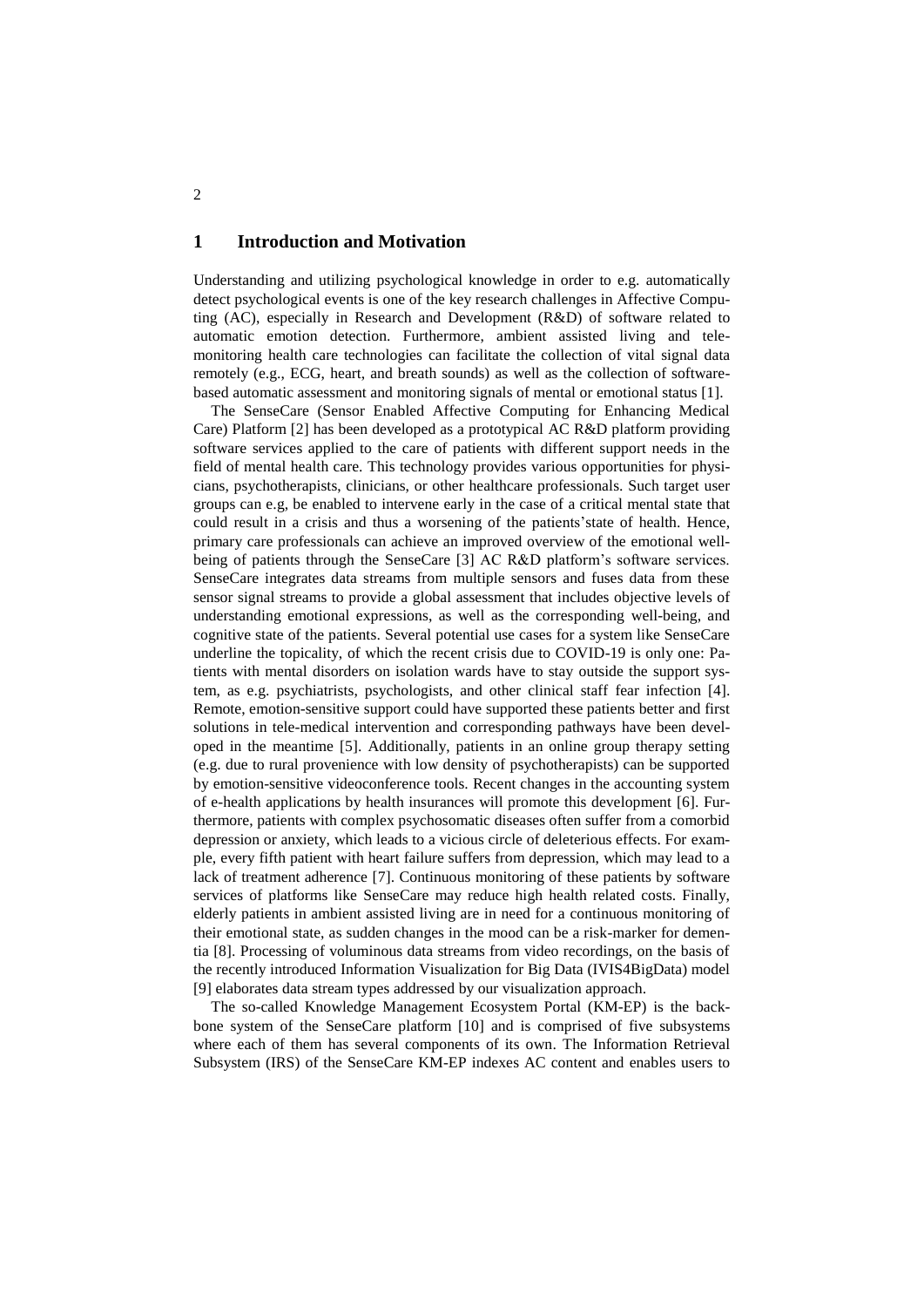## 1 Introduction and Motivation

Understanding and utilizing psychological knowledge in order to e.g. automatically detect psychological events is one of the key research challenges in Affective Computing (AC), especially in Research and Development (R&D) of software related to automatic emotion detection. Furthermore, ambient assisted living and telemonitoring health care technologies can facilitate the collection of vital signal data remotely (e.g., ECG, heart, and breath sounds) as well as the collection of software-based automatic assessment and monitoring signals of mental or emotional status [1].

The SenseCare (Sensor Enabled Affective Computing for Enhancing Medical Care) Platform [2] has been developed as a prototypical AC R&D platform providing software services applied to the care of patients with different support needs in the field of mental health care. This technology provides various opportunities for physicians, psychotherapists, clinicians, or other healthcare professionals. Such target user groups can e.g, be enabled to intervene early in the case of a critical mental state that could result in a crisis and thus a worsening of the patients'state of health. Hence, primary care professionals can achieve an improved overview of the emotional well-being of patients through the SenseCare [3] AC R&D platform's software services. SenseCare integrates data streams from multiple sensors and fuses data from these sensor signal streams to provide a global assessment that includes objective levels of understanding emotional expressions, as well as the corresponding well-being, and cognitive state of the patients. Several potential use cases for a system like SenseCare underline the topicality, of which the recent crisis due to COVID-19 is only one: Patients with mental disorders on isolation wards have to stay outside the support system, as e.g. psychiatrists, psychologists, and other clinical staff fear infection [4]. Remote, emotion-sensitive support could have supported these patients better and first solutions in tele-medical intervention and corresponding pathways have been developed in the meantime [5]. Additionally, patients in an online group therapy setting (e.g. due to rural provenience with low density of psychotherapists) can be supported by emotion-sensitive videoconference tools. Recent changes in the accounting system of e-health applications by health insurances will promote this development [6]. Furthermore, patients with complex psychosomatic diseases often suffer from a comorbid depression or anxiety, which leads to a vicious circle of deleterious effects. For example, every fifth patient with heart failure suffers from depression, which may lead to a lack of treatment adherence [7]. Continuous monitoring of these patients by software services of platforms like SenseCare may reduce high health related costs. Finally, elderly patients in ambient assisted living are in need for a continuous monitoring of their emotional state, as sudden changes in the mood can be a risk-marker for dementia [8]. Processing of voluminous data streams from video recordings, on the basis of the recently introduced Information Visualization for Big Data (IVIS4BigData) model [9] elaborates data stream types addressed by our visualization approach.

The so-called Knowledge Management Ecosystem Portal (KM-EP) is the backbone system of the SenseCare platform [10] and is comprised of five subsystems where each of them has several components of its own. The Information Retrieval Subsystem (IRS) of the SenseCare KM-EP indexes AC content and enables users to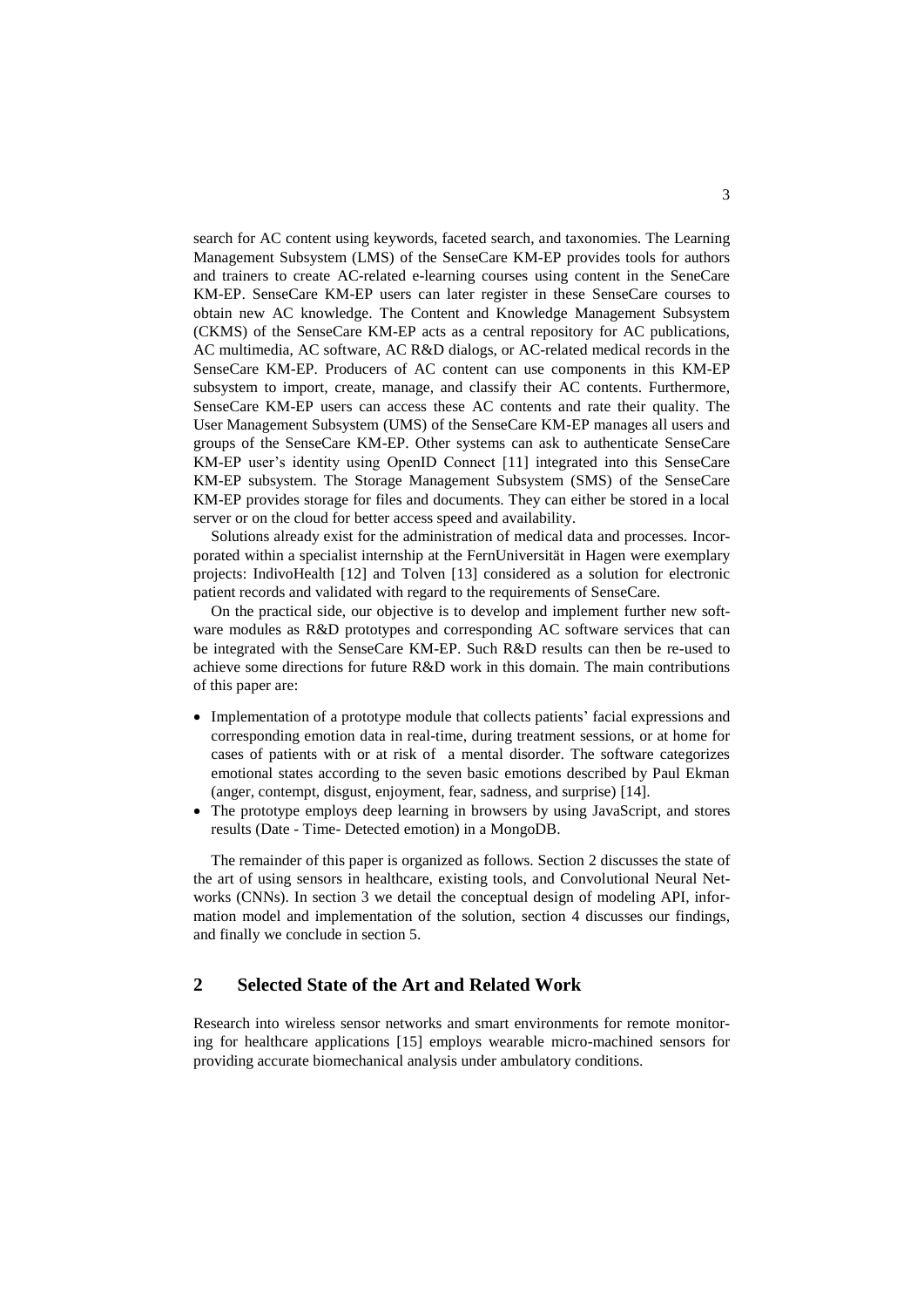search for AC content using keywords, faceted search, and taxonomies. The Learning Management Subsystem (LMS) of the SenseCare KM-EP provides tools for authors and trainers to create AC-related e-learning courses using content in the SeneCare KM-EP. SenseCare KM-EP users can later register in these SenseCare courses to obtain new AC knowledge. The Content and Knowledge Management Subsystem (CKMS) of the SenseCare KM-EP acts as a central repository for AC publications, AC multimedia, AC software, AC R&D dialogs, or AC-related medical records in the SenseCare KM-EP. Producers of AC content can use components in this KM-EP subsystem to import, create, manage, and classify their AC contents. Furthermore, SenseCare KM-EP users can access these AC contents and rate their quality. The User Management Subsystem (UMS) of the SenseCare KM-EP manages all users and groups of the SenseCare KM-EP. Other systems can ask to authenticate SenseCare KM-EP user's identity using OpenID Connect [11] integrated into this SenseCare KM-EP subsystem. The Storage Management Subsystem (SMS) of the SenseCare KM-EP provides storage for files and documents. They can either be stored in a local server or on the cloud for better access speed and availability.

Solutions already exist for the administration of medical data and processes. Incorporated within a specialist internship at the FernUniversität in Hagen were exemplary projects: IndivoHealth [12] and Tolven [13] considered as a solution for electronic patient records and validated with regard to the requirements of SenseCare.

On the practical side, our objective is to develop and implement further new software modules as R&D prototypes and corresponding AC software services that can be integrated with the SenseCare KM-EP. Such R&D results can then be re-used to achieve some directions for future R&D work in this domain. The main contributions of this paper are:

- Implementation of a prototype module that collects patients' facial expressions and corresponding emotion data in real-time, during treatment sessions, or at home for cases of patients with or at risk of a mental disorder. The software categorizes emotional states according to the seven basic emotions described by Paul Ekman (anger, contempt, disgust, enjoyment, fear, sadness, and surprise) [14].
- The prototype employs deep learning in browsers by using JavaScript, and stores results (Date - Time- Detected emotion) in a MongoDB.

The remainder of this paper is organized as follows. Section 2 discusses the state of the art of using sensors in healthcare, existing tools, and Convolutional Neural Networks (CNNs). In section 3 we detail the conceptual design of modeling API, information model and implementation of the solution, section 4 discusses our findings, and finally we conclude in section 5.

## 2 Selected State of the Art and Related Work

Research into wireless sensor networks and smart environments for remote monitoring for healthcare applications [15] employs wearable micro-machined sensors for providing accurate biomechanical analysis under ambulatory conditions.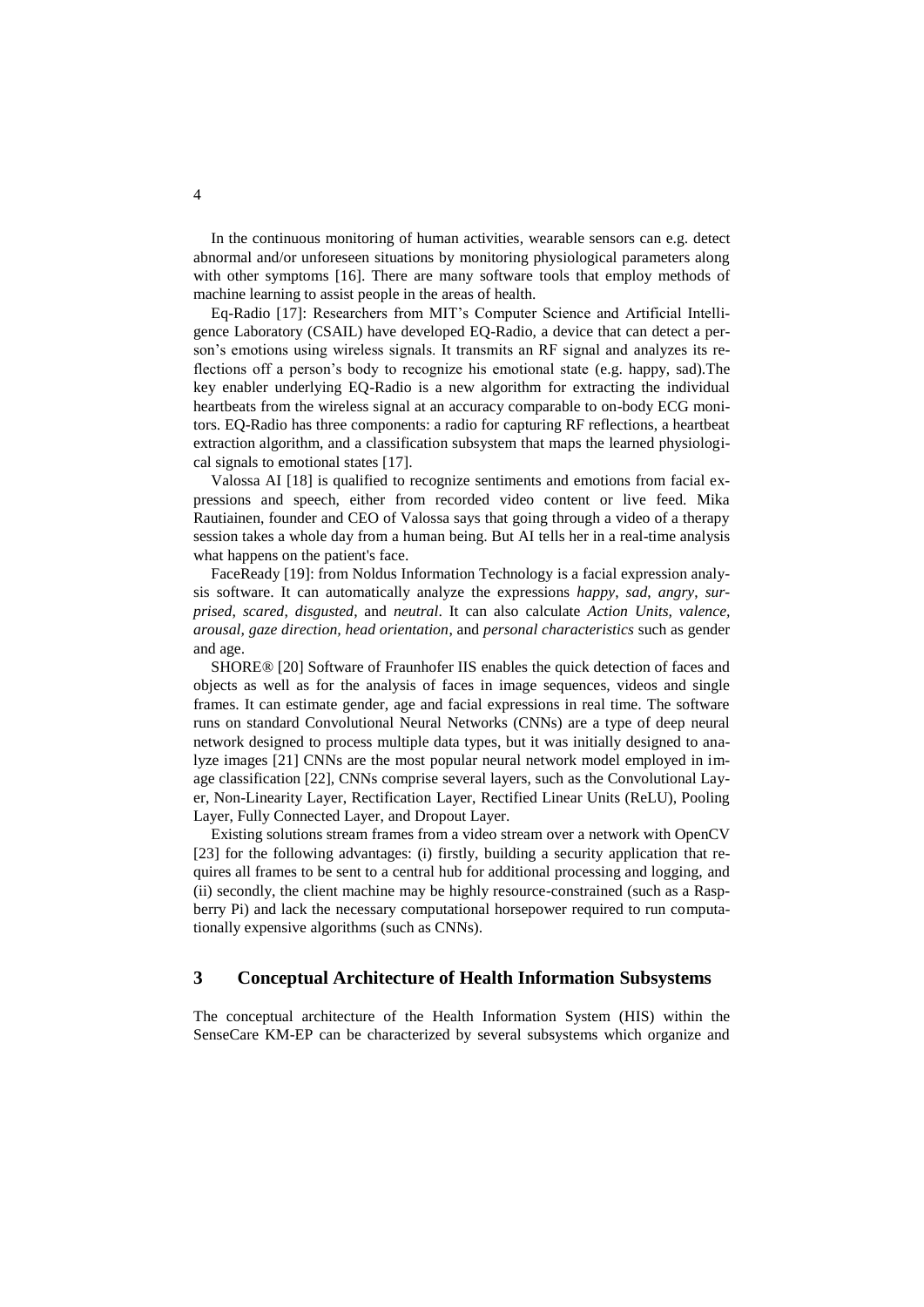In the continuous monitoring of human activities, wearable sensors can e.g. detect abnormal and/or unforeseen situations by monitoring physiological parameters along with other symptoms [16]. There are many software tools that employ methods of machine learning to assist people in the areas of health.

Eq-Radio [17]: Researchers from MIT's Computer Science and Artificial Intelligence Laboratory (CSAIL) have developed EQ-Radio, a device that can detect a person's emotions using wireless signals. It transmits an RF signal and analyzes its reflections off a person's body to recognize his emotional state (e.g. happy, sad).The key enabler underlying EQ-Radio is a new algorithm for extracting the individual heartbeats from the wireless signal at an accuracy comparable to on-body ECG monitors. EQ-Radio has three components: a radio for capturing RF reflections, a heartbeat extraction algorithm, and a classification subsystem that maps the learned physiological signals to emotional states [17].

Valossa AI [18] is qualified to recognize sentiments and emotions from facial expressions and speech, either from recorded video content or live feed. Mika Rautiainen, founder and CEO of Valossa says that going through a video of a therapy session takes a whole day from a human being. But AI tells her in a real-time analysis what happens on the patient's face.

FaceReady [19]: from Noldus Information Technology is a facial expression analysis software. It can automatically analyze the expressions *happy*, *sad*, *angry*, *surprised*, *scared*, *disgusted*, and *neutral*. It can also calculate *Action Units, valence, arousal, gaze direction, head orientation*, and *personal characteristics* such as gender and age.

SHORE® [20] Software of Fraunhofer IIS enables the quick detection of faces and objects as well as for the analysis of faces in image sequences, videos and single frames. It can estimate gender, age and facial expressions in real time. The software runs on standard Convolutional Neural Networks (CNNs) are a type of deep neural network designed to process multiple data types, but it was initially designed to analyze images [21] CNNs are the most popular neural network model employed in image classification [22], CNNs comprise several layers, such as the Convolutional Layer, Non-Linearity Layer, Rectification Layer, Rectified Linear Units (ReLU), Pooling Layer, Fully Connected Layer, and Dropout Layer.

Existing solutions stream frames from a video stream over a network with OpenCV [23] for the following advantages: (i) firstly, building a security application that requires all frames to be sent to a central hub for additional processing and logging, and (ii) secondly, the client machine may be highly resource-constrained (such as a Raspberry Pi) and lack the necessary computational horsepower required to run computationally expensive algorithms (such as CNNs).

## 3 Conceptual Architecture of Health Information Subsystems

The conceptual architecture of the Health Information System (HIS) within the SenseCare KM-EP can be characterized by several subsystems which organize and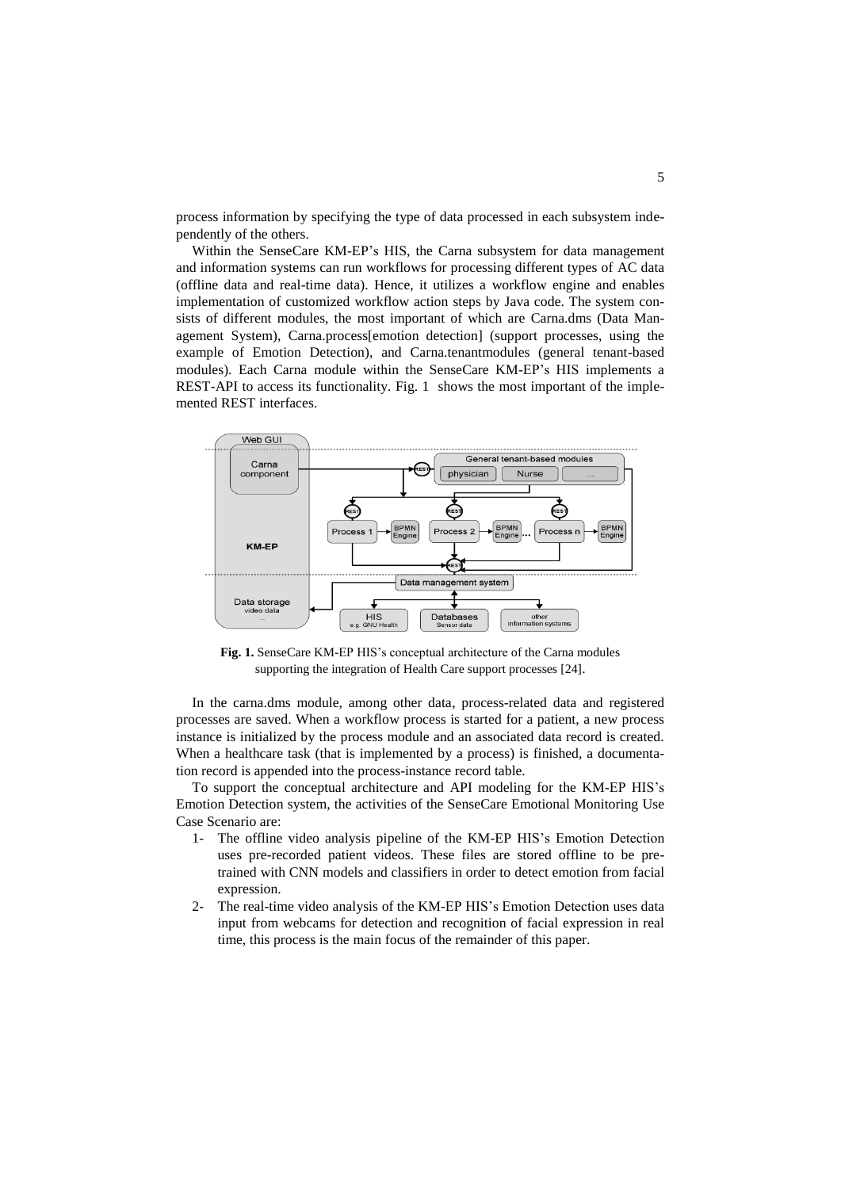process information by specifying the type of data processed in each subsystem independently of the others.

Within the SenseCare KM-EP's HIS, the Carna subsystem for data management and information systems can run workflows for processing different types of AC data (offline data and real-time data). Hence, it utilizes a workflow engine and enables implementation of customized workflow action steps by Java code. The system consists of different modules, the most important of which are Carna.dms (Data Management System), Carna.process[emotion detection] (support processes, using the example of Emotion Detection), and Carna.tenantmodules (general tenant-based modules). Each Carna module within the SenseCare KM-EP's HIS implements a REST-API to access its functionality. Fig. 1 shows the most important of the implemented REST interfaces.

**Fig. 1.** SenseCare KM-EP HIS's conceptual architecture of the Carna modules supporting the integration of Health Care support processes [24].

In the carna.dms module, among other data, process-related data and registered processes are saved. When a workflow process is started for a patient, a new process instance is initialized by the process module and an associated data record is created. When a healthcare task (that is implemented by a process) is finished, a documentation record is appended into the process-instance record table.

To support the conceptual architecture and API modeling for the KM-EP HIS's Emotion Detection system, the activities of the SenseCare Emotional Monitoring Use Case Scenario are:

1- The offline video analysis pipeline of the KM-EP HIS's Emotion Detection uses pre-recorded patient videos. These files are stored offline to be pre-trained with CNN models and classifiers in order to detect emotion from facial expression.

2- The real-time video analysis of the KM-EP HIS's Emotion Detection uses data input from webcams for detection and recognition of facial expression in real time, this process is the main focus of the remainder of this paper.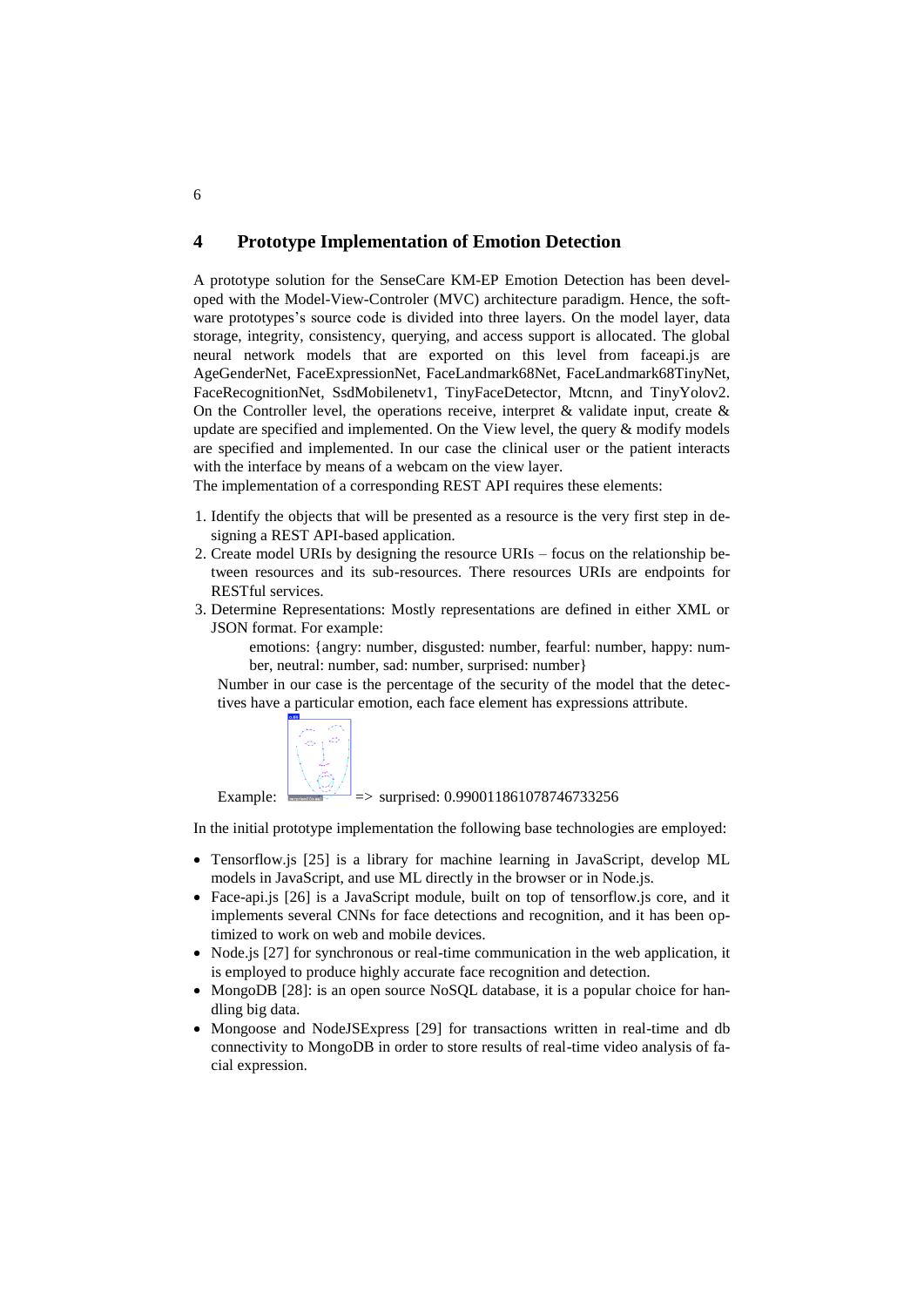## 4 Prototype Implementation of Emotion Detection

A prototype solution for the SenseCare KM-EP Emotion Detection has been developed with the Model-View-Controler (MVC) architecture paradigm. Hence, the software prototypes's source code is divided into three layers. On the model layer, data storage, integrity, consistency, querying, and access support is allocated. The global neural network models that are exported on this level from faceapi.js are AgeGenderNet, FaceExpressionNet, FaceLandmark68Net, FaceLandmark68TinyNet, FaceRecognitionNet, SsdMobilenetv1, TinyFaceDetector, Mtcnn, and TinyYolov2. On the Controller level, the operations receive, interpret & validate input, create & update are specified and implemented. On the View level, the query & modify models are specified and implemented. In our case the clinical user or the patient interacts with the interface by means of a webcam on the view layer.

The implementation of a corresponding REST API requires these elements:

1. Identify the objects that will be presented as a resource is the very first step in designing a REST API-based application.
2. Create model URIs by designing the resource URIs – focus on the relationship between resources and its sub-resources. There resources URIs are endpoints for RESTful services.
3. Determine Representations: Mostly representations are defined in either XML or JSON format. For example:

   emotions: {angry: number, disgusted: number, fearful: number, happy: number, neutral: number, sad: number, surprised: number}

   Number in our case is the percentage of the security of the model that the detectives have a particular emotion, each face element has expressions attribute.

   Example: => surprised: 0.9900118610787467332​56

In the initial prototype implementation the following base technologies are employed:

- Tensorflow.js [25] is a library for machine learning in JavaScript, develop ML models in JavaScript, and use ML directly in the browser or in Node.js.
- Face-api.js [26] is a JavaScript module, built on top of tensorflow.js core, and it implements several CNNs for face detections and recognition, and it has been optimized to work on web and mobile devices.
- Node.js [27] for synchronous or real-time communication in the web application, it is employed to produce highly accurate face recognition and detection.
- MongoDB [28]: is an open source NoSQL database, it is a popular choice for handling big data.
- Mongoose and NodeJSExpress [29] for transactions written in real-time and db connectivity to MongoDB in order to store results of real-time video analysis of facial expression.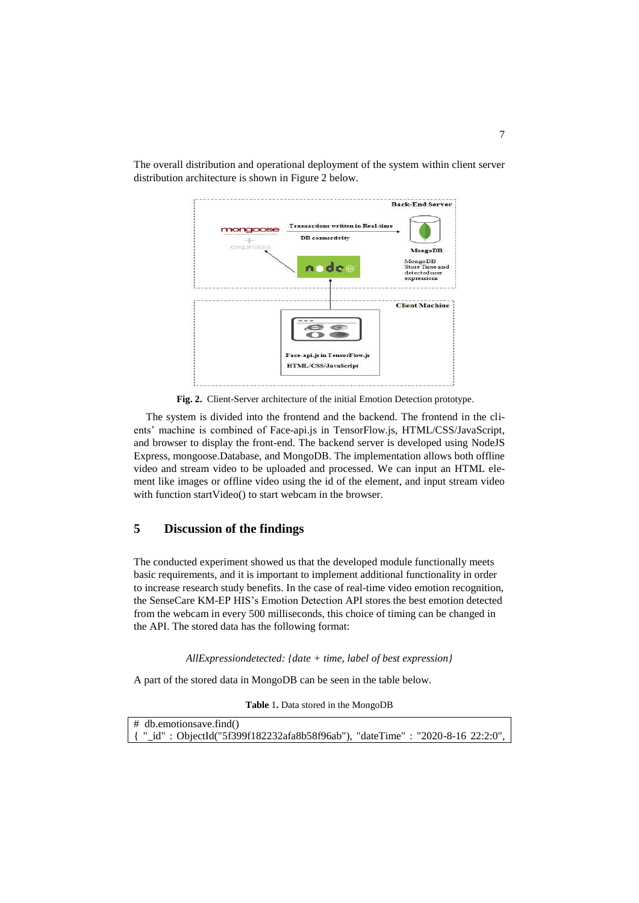The overall distribution and operational deployment of the system within client server distribution architecture is shown in Figure 2 below.

**Fig. 2.** Client-Server architecture of the initial Emotion Detection prototype.

The system is divided into the frontend and the backend. The frontend in the clients' machine is combined of Face-api.js in TensorFlow.js, HTML/CSS/JavaScript, and browser to display the front-end. The backend server is developed using NodeJS Express, mongoose.Database, and MongoDB. The implementation allows both offline video and stream video to be uploaded and processed. We can input an HTML element like images or offline video using the id of the element, and input stream video with function startVideo() to start webcam in the browser.

## 5 Discussion of the findings

The conducted experiment showed us that the developed module functionally meets basic requirements, and it is important to implement additional functionality in order to increase research study benefits. In the case of real-time video emotion recognition, the SenseCare KM-EP HIS's Emotion Detection API stores the best emotion detected from the webcam in every 500 milliseconds, this choice of timing can be changed in the API. The stored data has the following format:

*AllExpressiondetected: {date + time, label of best expression}*

A part of the stored data in MongoDB can be seen in the table below.

**Table 1.** Data stored in the MongoDB

```
# db.emotionsave.find()
{ "_id" : ObjectId("5f399f182232afa8b58f96ab"), "dateTime" : "2020-8-16 22:2:0",
```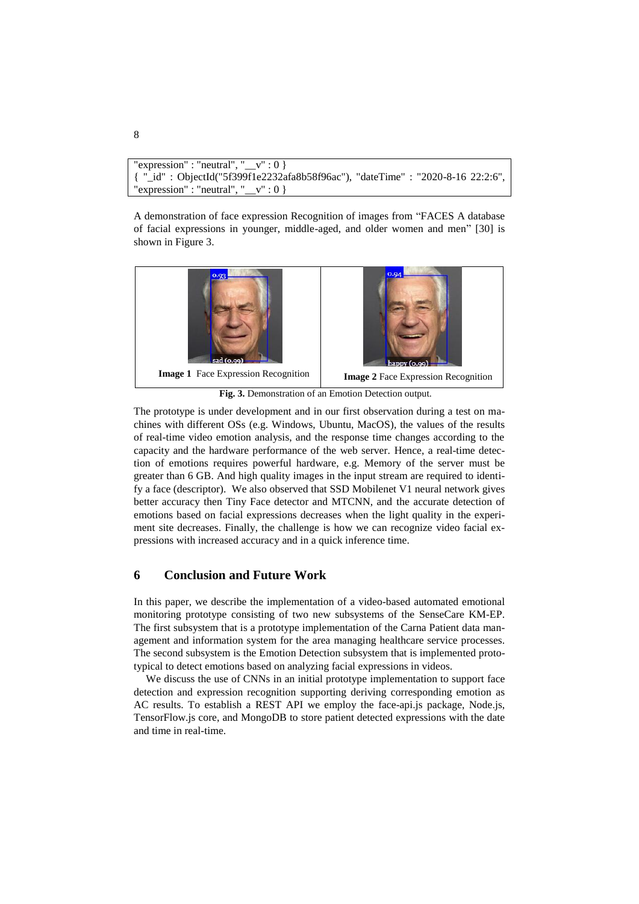```
"expression" : "neutral", "__v" : 0 }
{ "_id" : ObjectId("5f399f1e2232afa8b58f96ac"), "dateTime" : "2020-8-16 22:2:6", "expression" : "neutral", "__v" : 0 }
```

A demonstration of face expression Recognition of images from "FACES A database of facial expressions in younger, middle-aged, and older women and men" [30] is shown in Figure 3.

**Image 1** Face Expression Recognition

**Image 2** Face Expression Recognition

**Fig. 3.** Demonstration of an Emotion Detection output.

The prototype is under development and in our first observation during a test on machines with different OSs (e.g. Windows, Ubuntu, MacOS), the values of the results of real-time video emotion analysis, and the response time changes according to the capacity and the hardware performance of the web server. Hence, a real-time detection of emotions requires powerful hardware, e.g. Memory of the server must be greater than 6 GB. And high quality images in the input stream are required to identify a face (descriptor). We also observed that SSD Mobilenet V1 neural network gives better accuracy then Tiny Face detector and MTCNN, and the accurate detection of emotions based on facial expressions decreases when the light quality in the experiment site decreases. Finally, the challenge is how we can recognize video facial expressions with increased accuracy and in a quick inference time.

## 6 Conclusion and Future Work

In this paper, we describe the implementation of a video-based automated emotional monitoring prototype consisting of two new subsystems of the SenseCare KM-EP. The first subsystem that is a prototype implementation of the Carna Patient data management and information system for the area managing healthcare service processes. The second subsystem is the Emotion Detection subsystem that is implemented prototypical to detect emotions based on analyzing facial expressions in videos.

We discuss the use of CNNs in an initial prototype implementation to support face detection and expression recognition supporting deriving corresponding emotion as AC results. To establish a REST API we employ the face-api.js package, Node.js, TensorFlow.js core, and MongoDB to store patient detected expressions with the date and time in real-time.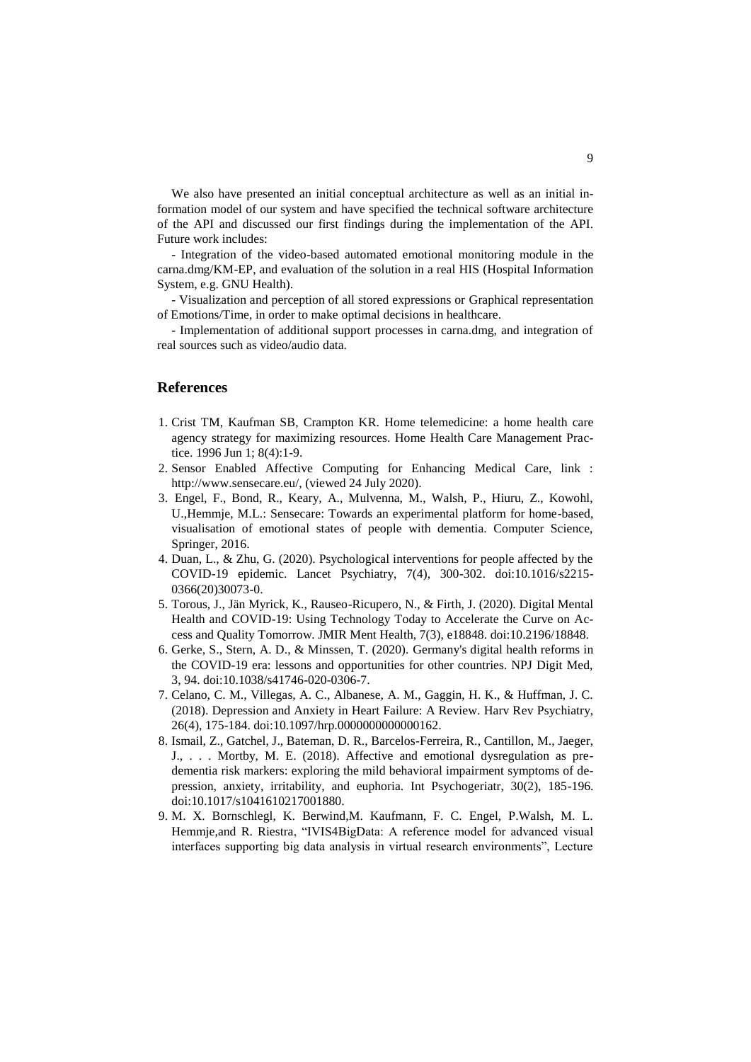We also have presented an initial conceptual architecture as well as an initial information model of our system and have specified the technical software architecture of the API and discussed our first findings during the implementation of the API. Future work includes:

- Integration of the video-based automated emotional monitoring module in the carna.dmg/KM-EP, and evaluation of the solution in a real HIS (Hospital Information System, e.g. GNU Health).

- Visualization and perception of all stored expressions or Graphical representation of Emotions/Time, in order to make optimal decisions in healthcare.

- Implementation of additional support processes in carna.dmg, and integration of real sources such as video/audio data.

## References

1. Crist TM, Kaufman SB, Crampton KR. Home telemedicine: a home health care agency strategy for maximizing resources. Home Health Care Management Practice. 1996 Jun 1; 8(4):1-9.
2. Sensor Enabled Affective Computing for Enhancing Medical Care, link : http://www.sensecare.eu/, (viewed 24 July 2020).
3. Engel, F., Bond, R., Keary, A., Mulvenna, M., Walsh, P., Hiuru, Z., Kowohl, U.,Hemmje, M.L.: Sensecare: Towards an experimental platform for home-based, visualisation of emotional states of people with dementia. Computer Science, Springer, 2016.
4. Duan, L., & Zhu, G. (2020). Psychological interventions for people affected by the COVID-19 epidemic. Lancet Psychiatry, 7(4), 300-302. doi:10.1016/s2215-0366(20)30073-0.
5. Torous, J., Jän Myrick, K., Rauseo-Ricupero, N., & Firth, J. (2020). Digital Mental Health and COVID-19: Using Technology Today to Accelerate the Curve on Access and Quality Tomorrow. JMIR Ment Health, 7(3), e18848. doi:10.2196/18848.
6. Gerke, S., Stern, A. D., & Minssen, T. (2020). Germany's digital health reforms in the COVID-19 era: lessons and opportunities for other countries. NPJ Digit Med, 3, 94. doi:10.1038/s41746-020-0306-7.
7. Celano, C. M., Villegas, A. C., Albanese, A. M., Gaggin, H. K., & Huffman, J. C. (2018). Depression and Anxiety in Heart Failure: A Review. Harv Rev Psychiatry, 26(4), 175-184. doi:10.1097/hrp.0000000000000162.
8. Ismail, Z., Gatchel, J., Bateman, D. R., Barcelos-Ferreira, R., Cantillon, M., Jaeger, J., . . . Mortby, M. E. (2018). Affective and emotional dysregulation as pre-dementia risk markers: exploring the mild behavioral impairment symptoms of depression, anxiety, irritability, and euphoria. Int Psychogeriatr, 30(2), 185-196. doi:10.1017/s1041610217001880.
9. M. X. Bornschlegl, K. Berwind,M. Kaufmann, F. C. Engel, P.Walsh, M. L. Hemmje,and R. Riestra, "IVIS4BigData: A reference model for advanced visual interfaces supporting big data analysis in virtual research environments", Lecture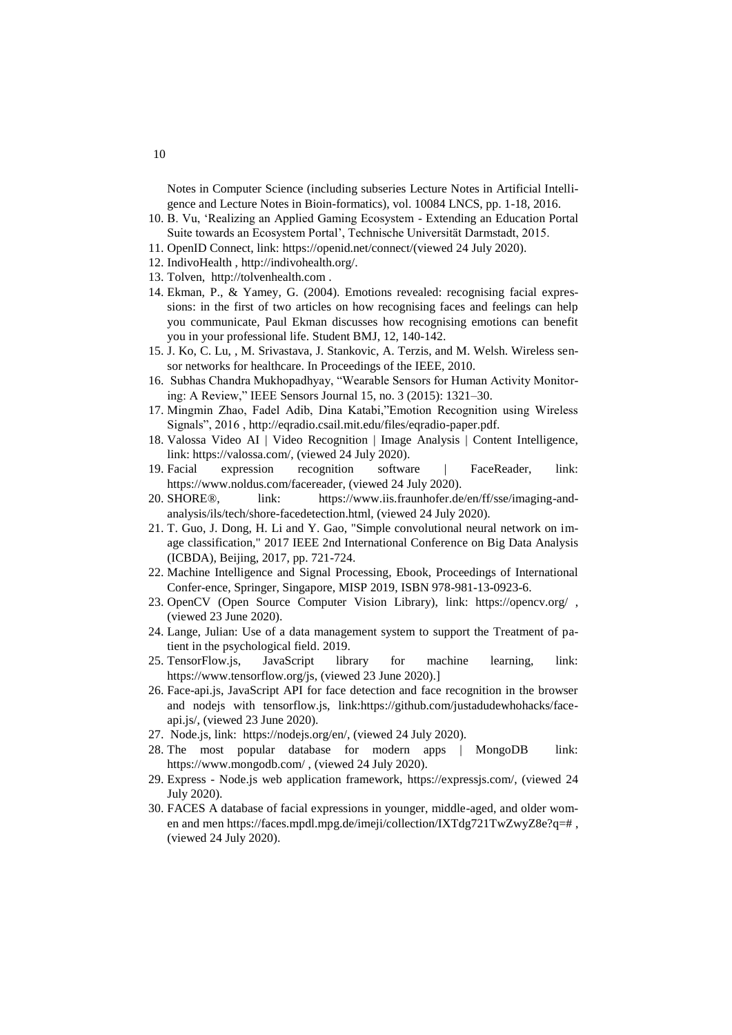Notes in Computer Science (including subseries Lecture Notes in Artificial Intelligence and Lecture Notes in Bioin-formatics), vol. 10084 LNCS, pp. 1-18, 2016.

10. B. Vu, 'Realizing an Applied Gaming Ecosystem - Extending an Education Portal Suite towards an Ecosystem Portal', Technische Universität Darmstadt, 2015.
11. OpenID Connect, link: https://openid.net/connect/(viewed 24 July 2020).
12. IndivoHealth , http://indivohealth.org/.
13. Tolven, http://tolvenhealth.com .
14. Ekman, P., & Yamey, G. (2004). Emotions revealed: recognising facial expressions: in the first of two articles on how recognising faces and feelings can help you communicate, Paul Ekman discusses how recognising emotions can benefit you in your professional life. Student BMJ, 12, 140-142.
15. J. Ko, C. Lu, , M. Srivastava, J. Stankovic, A. Terzis, and M. Welsh. Wireless sensor networks for healthcare. In Proceedings of the IEEE, 2010.
16. Subhas Chandra Mukhopadhyay, "Wearable Sensors for Human Activity Monitoring: A Review," IEEE Sensors Journal 15, no. 3 (2015): 1321–30.
17. Mingmin Zhao, Fadel Adib, Dina Katabi,"Emotion Recognition using Wireless Signals", 2016 , http://eqradio.csail.mit.edu/files/eqradio-paper.pdf.
18. Valossa Video AI | Video Recognition | Image Analysis | Content Intelligence, link: https://valossa.com/, (viewed 24 July 2020).
19. Facial expression recognition software | FaceReader, link: https://www.noldus.com/facereader, (viewed 24 July 2020).
20. SHORE®, link: https://www.iis.fraunhofer.de/en/ff/sse/imaging-and-analysis/ils/tech/shore-facedetection.html, (viewed 24 July 2020).
21. T. Guo, J. Dong, H. Li and Y. Gao, "Simple convolutional neural network on image classification," 2017 IEEE 2nd International Conference on Big Data Analysis (ICBDA), Beijing, 2017, pp. 721-724.
22. Machine Intelligence and Signal Processing, Ebook, Proceedings of International Confer-ence, Springer, Singapore, MISP 2019, ISBN 978-981-13-0923-6.
23. OpenCV (Open Source Computer Vision Library), link: https://opencv.org/ , (viewed 23 June 2020).
24. Lange, Julian: Use of a data management system to support the Treatment of patient in the psychological field. 2019.
25. TensorFlow.js, JavaScript library for machine learning, link: https://www.tensorflow.org/js, (viewed 23 June 2020).]
26. Face-api.js, JavaScript API for face detection and face recognition in the browser and nodejs with tensorflow.js, link:https://github.com/justadudewhohacks/face-api.js/, (viewed 23 June 2020).
27. Node.js, link: https://nodejs.org/en/, (viewed 24 July 2020).
28. The most popular database for modern apps | MongoDB link: https://www.mongodb.com/ , (viewed 24 July 2020).
29. Express - Node.js web application framework, https://expressjs.com/, (viewed 24 July 2020).
30. FACES A database of facial expressions in younger, middle-aged, and older women and men https://faces.mpdl.mpg.de/imeji/collection/IXTdg721TwZwyZ8e?q=# , (viewed 24 July 2020).